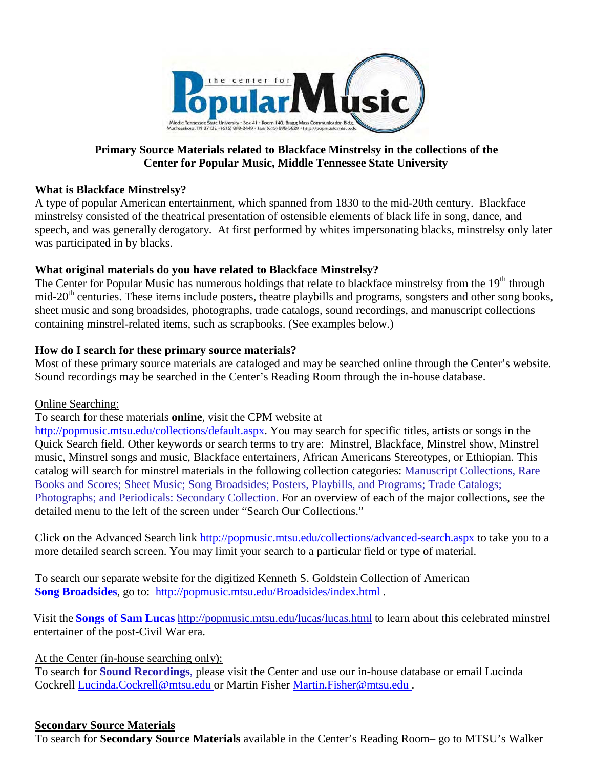# Primary Source Materials related to Blackface Minstrelsy in the collections of the Center for Popular Music, Middle Tennessee State University

**What is Blackface Minstrelsy?**

A type of popular American entertainment, which spanned from 1830 to the mid-20th century. Blackface minstrelsy consisted of the theatrical presentation of ostensible elements of black life in song, dance, and speech, and was generally derogatory. At first performed by whites impersonating blacks, minstrelsy only later was participated in by blacks.

**What original materials do you have related to Blackface Minstrelsy?**

The Center for Popular Music has numerous holdings that relate to blackface minstrelsy from the 19th through mid-20th centuries. These items include posters, theatre playbills and programs, songsters and other song books, sheet music and song broadsides, photographs, trade catalogs, sound recordings, and manuscript collections containing minstrel-related items, such as scrapbooks. (See examples below.)

**How do I search for these primary source materials?**

Most of these primary source materials are cataloged and may be searched online through the Center's website. Sound recordings may be searched in the Center's Reading Room through the in-house database.

Online Searching:

To search for these materials **online**, visit the CPM website at http://popmusic.mtsu.edu/collections/default.aspx. You may search for specific titles, artists or songs in the Quick Search field. Other keywords or search terms to try are: Minstrel, Blackface, Minstrel show, Minstrel music, Minstrel songs and music, Blackface entertainers, African Americans Stereotypes, or Ethiopian. This catalog will search for minstrel materials in the following collection categories: Manuscript Collections, Rare Books and Scores; Sheet Music; Song Broadsides; Posters, Playbills, and Programs; Trade Catalogs; Photographs; and Periodicals: Secondary Collection. For an overview of each of the major collections, see the detailed menu to the left of the screen under "Search Our Collections."

Click on the Advanced Search link http://popmusic.mtsu.edu/collections/advanced-search.aspx to take you to a more detailed search screen. You may limit your search to a particular field or type of material.

To search our separate website for the digitized Kenneth S. Goldstein Collection of American **Song Broadsides**, go to: http://popmusic.mtsu.edu/Broadsides/index.html .

Visit the **Songs of Sam Lucas** http://popmusic.mtsu.edu/lucas/lucas.html to learn about this celebrated minstrel entertainer of the post-Civil War era.

At the Center (in-house searching only):

To search for **Sound Recordings**, please visit the Center and use our in-house database or email Lucinda Cockrell Lucinda.Cockrell@mtsu.edu or Martin Fisher Martin.Fisher@mtsu.edu .

**Secondary Source Materials**

To search for **Secondary Source Materials** available in the Center's Reading Room– go to MTSU's Walker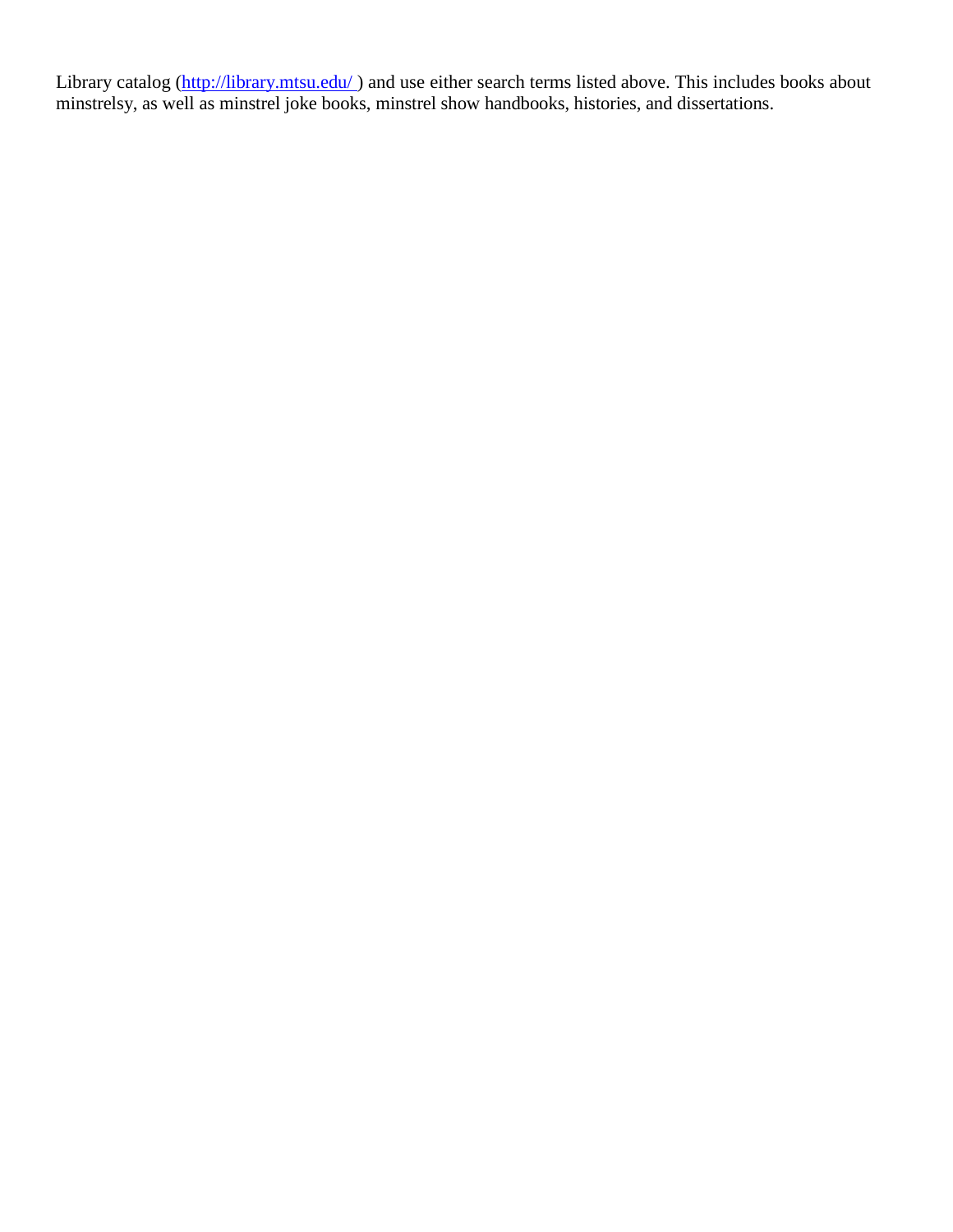Library catalog ([http://library.mtsu.edu/](http://library.mtsu.edu/) ) and use either search terms listed above. This includes books about minstrelsy, as well as minstrel joke books, minstrel show handbooks, histories, and dissertations.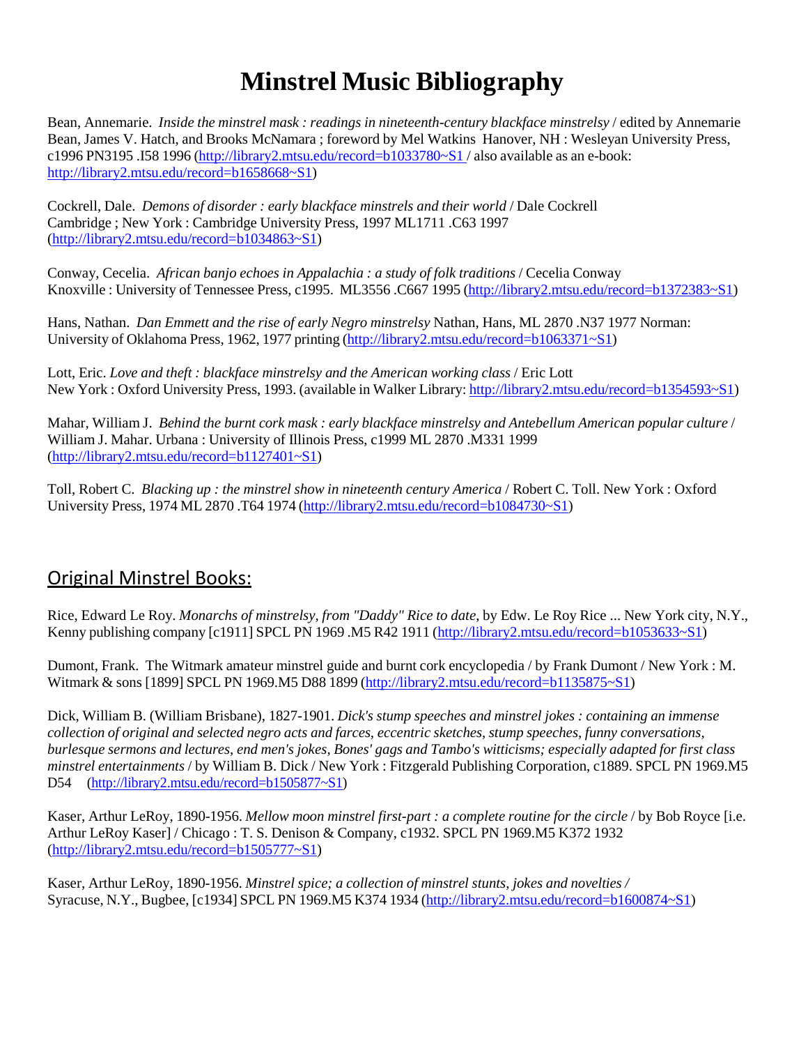# Minstrel Music Bibliography

Bean, Annemarie. *Inside the minstrel mask : readings in nineteenth-century blackface minstrelsy* / edited by Annemarie Bean, James V. Hatch, and Brooks McNamara ; foreword by Mel Watkins Hanover, NH : Wesleyan University Press, c1996 PN3195 .I58 1996 (http://library2.mtsu.edu/record=b1033780~S1 / also available as an e-book: http://library2.mtsu.edu/record=b1658668~S1)

Cockrell, Dale. *Demons of disorder : early blackface minstrels and their world* / Dale Cockrell Cambridge ; New York : Cambridge University Press, 1997 ML1711 .C63 1997 (http://library2.mtsu.edu/record=b1034863~S1)

Conway, Cecelia. *African banjo echoes in Appalachia : a study of folk traditions* / Cecelia Conway Knoxville : University of Tennessee Press, c1995. ML3556 .C667 1995 (http://library2.mtsu.edu/record=b1372383~S1)

Hans, Nathan. *Dan Emmett and the rise of early Negro minstrelsy* Nathan, Hans, ML 2870 .N37 1977 Norman: University of Oklahoma Press, 1962, 1977 printing (http://library2.mtsu.edu/record=b1063371~S1)

Lott, Eric. *Love and theft : blackface minstrelsy and the American working class* / Eric Lott New York : Oxford University Press, 1993. (available in Walker Library: http://library2.mtsu.edu/record=b1354593~S1)

Mahar, William J. *Behind the burnt cork mask : early blackface minstrelsy and Antebellum American popular culture* / William J. Mahar. Urbana : University of Illinois Press, c1999 ML 2870 .M331 1999 (http://library2.mtsu.edu/record=b1127401~S1)

Toll, Robert C. *Blacking up : the minstrel show in nineteenth century America* / Robert C. Toll. New York : Oxford University Press, 1974 ML 2870 .T64 1974 (http://library2.mtsu.edu/record=b1084730~S1)

## Original Minstrel Books:

Rice, Edward Le Roy. *Monarchs of minstrelsy, from "Daddy" Rice to date*, by Edw. Le Roy Rice ... New York city, N.Y., Kenny publishing company [c1911] SPCL PN 1969 .M5 R42 1911 (http://library2.mtsu.edu/record=b1053633~S1)

Dumont, Frank. The Witmark amateur minstrel guide and burnt cork encyclopedia / by Frank Dumont / New York : M. Witmark & sons [1899] SPCL PN 1969.M5 D88 1899 (http://library2.mtsu.edu/record=b1135875~S1)

Dick, William B. (William Brisbane), 1827-1901. *Dick's stump speeches and minstrel jokes : containing an immense collection of original and selected negro acts and farces, eccentric sketches, stump speeches, funny conversations, burlesque sermons and lectures, end men's jokes, Bones' gags and Tambo's witticisms; especially adapted for first class minstrel entertainments* / by William B. Dick / New York : Fitzgerald Publishing Corporation, c1889. SPCL PN 1969.M5 D54 (http://library2.mtsu.edu/record=b1505877~S1)

Kaser, Arthur LeRoy, 1890-1956. *Mellow moon minstrel first-part : a complete routine for the circle* / by Bob Royce [i.e. Arthur LeRoy Kaser] / Chicago : T. S. Denison & Company, c1932. SPCL PN 1969.M5 K372 1932 (http://library2.mtsu.edu/record=b1505777~S1)

Kaser, Arthur LeRoy, 1890-1956. *Minstrel spice; a collection of minstrel stunts, jokes and novelties /* Syracuse, N.Y., Bugbee, [c1934] SPCL PN 1969.M5 K374 1934 (http://library2.mtsu.edu/record=b1600874~S1)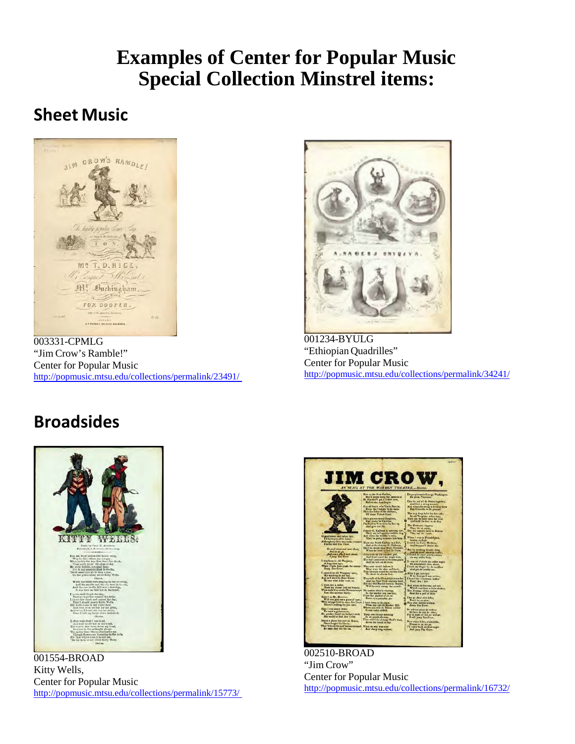# Examples of Center for Popular Music Special Collection Minstrel items:

## Sheet Music

003331-CPMLG
"Jim Crow's Ramble!"
Center for Popular Music
http://popmusic.mtsu.edu/collections/permalink/23491/

001234-BYULG
"Ethiopian Quadrilles"
Center for Popular Music
http://popmusic.mtsu.edu/collections/permalink/34241/

## Broadsides

001554-BROAD
Kitty Wells,
Center for Popular Music
http://popmusic.mtsu.edu/collections/permalink/15773/

002510-BROAD
"Jim Crow"
Center for Popular Music
http://popmusic.mtsu.edu/collections/permalink/16732/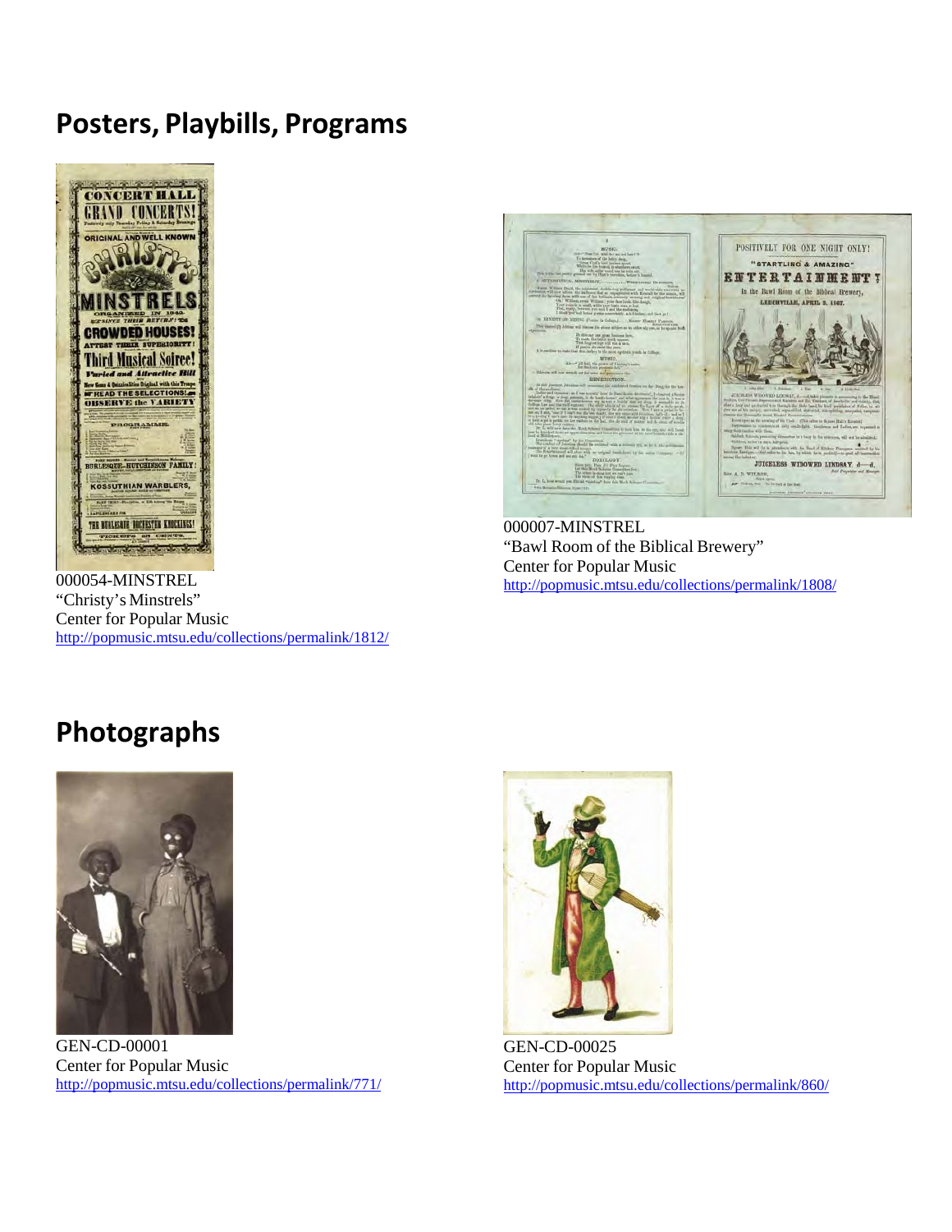## Posters, Playbills, Programs

000054-MINSTREL
“Christy’s Minstrels”
Center for Popular Music
http://popmusic.mtsu.edu/collections/permalink/1812/

000007-MINSTREL
“Bawl Room of the Biblical Brewery”
Center for Popular Music
http://popmusic.mtsu.edu/collections/permalink/1808/

## Photographs

GEN-CD-00001
Center for Popular Music
http://popmusic.mtsu.edu/collections/permalink/771/

GEN-CD-00025
Center for Popular Music
http://popmusic.mtsu.edu/collections/permalink/860/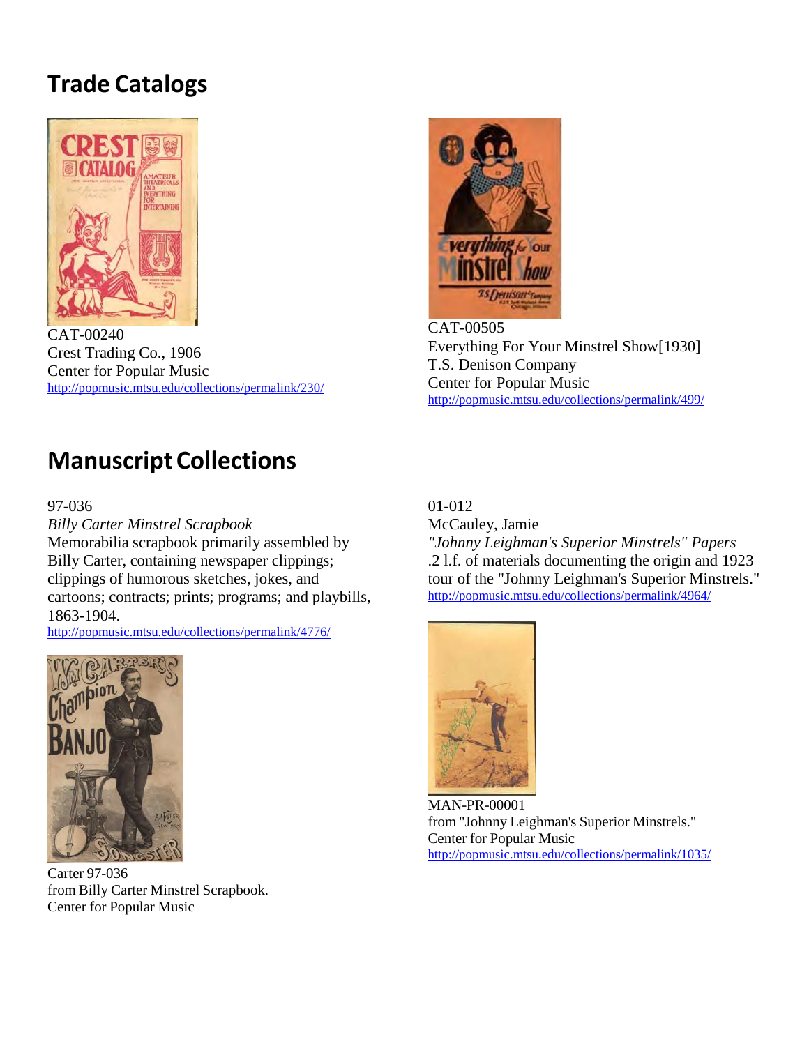## Trade Catalogs

CAT-00240
Crest Trading Co., 1906
Center for Popular Music
http://popmusic.mtsu.edu/collections/permalink/230/

CAT-00505
Everything For Your Minstrel Show[1930]
T.S. Denison Company
Center for Popular Music
http://popmusic.mtsu.edu/collections/permalink/499/

## Manuscript Collections

97-036
*Billy Carter Minstrel Scrapbook*
Memorabilia scrapbook primarily assembled by Billy Carter, containing newspaper clippings; clippings of humorous sketches, jokes, and cartoons; contracts; prints; programs; and playbills, 1863-1904.
http://popmusic.mtsu.edu/collections/permalink/4776/

Carter 97-036
from Billy Carter Minstrel Scrapbook.
Center for Popular Music

01-012
McCauley, Jamie
*"Johnny Leighman's Superior Minstrels" Papers*
.2 l.f. of materials documenting the origin and 1923 tour of the "Johnny Leighman's Superior Minstrels."
http://popmusic.mtsu.edu/collections/permalink/4964/

MAN-PR-00001
from "Johnny Leighman's Superior Minstrels."
Center for Popular Music
http://popmusic.mtsu.edu/collections/permalink/1035/